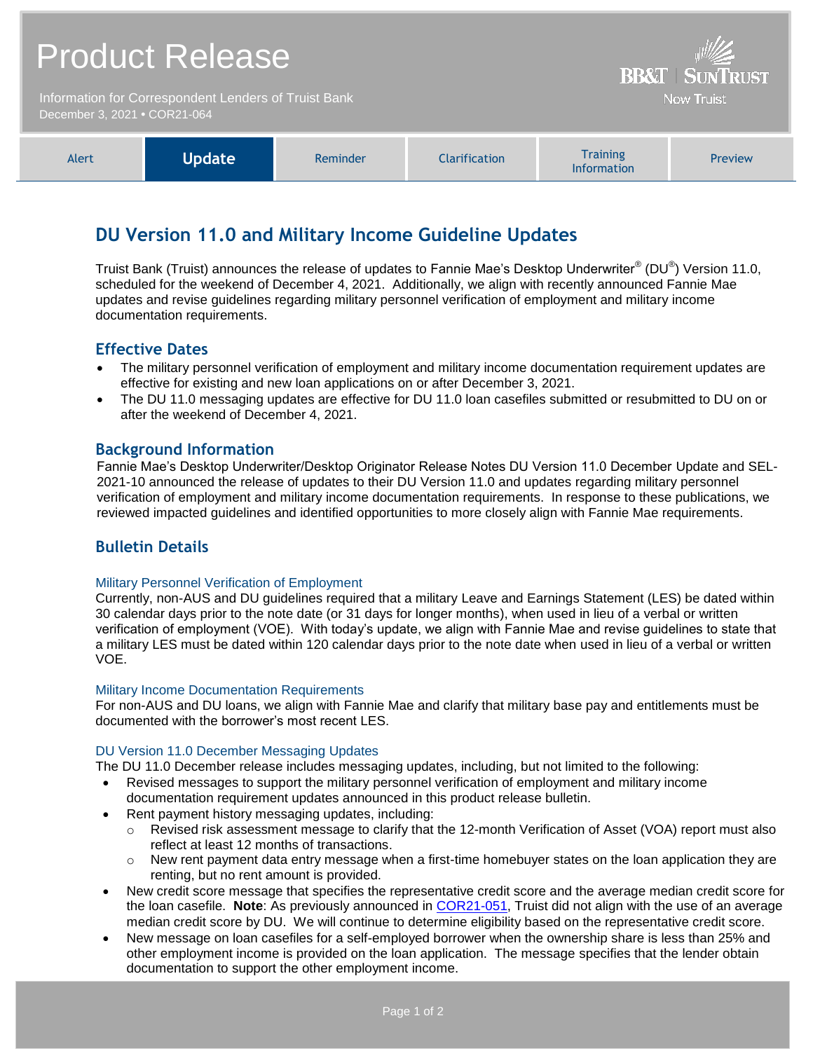# Product Release

Information for Correspondent Lenders of Truist Bank
December 3, 2021 • COR21-064

BB&T | SunTrust
Now Truist

| Alert | **Update** | Reminder | Clarification | Training Information | Preview |
|---|---|---|---|---|---|

## DU Version 11.0 and Military Income Guideline Updates

Truist Bank (Truist) announces the release of updates to Fannie Mae's Desktop Underwriter® (DU®) Version 11.0, scheduled for the weekend of December 4, 2021. Additionally, we align with recently announced Fannie Mae updates and revise guidelines regarding military personnel verification of employment and military income documentation requirements.

### Effective Dates

- The military personnel verification of employment and military income documentation requirement updates are effective for existing and new loan applications on or after December 3, 2021.
- The DU 11.0 messaging updates are effective for DU 11.0 loan casefiles submitted or resubmitted to DU on or after the weekend of December 4, 2021.

### Background Information

Fannie Mae's Desktop Underwriter/Desktop Originator Release Notes DU Version 11.0 December Update and SEL-2021-10 announced the release of updates to their DU Version 11.0 and updates regarding military personnel verification of employment and military income documentation requirements. In response to these publications, we reviewed impacted guidelines and identified opportunities to more closely align with Fannie Mae requirements.

### Bulletin Details

#### Military Personnel Verification of Employment

Currently, non-AUS and DU guidelines required that a military Leave and Earnings Statement (LES) be dated within 30 calendar days prior to the note date (or 31 days for longer months), when used in lieu of a verbal or written verification of employment (VOE). With today's update, we align with Fannie Mae and revise guidelines to state that a military LES must be dated within 120 calendar days prior to the note date when used in lieu of a verbal or written VOE.

#### Military Income Documentation Requirements

For non-AUS and DU loans, we align with Fannie Mae and clarify that military base pay and entitlements must be documented with the borrower's most recent LES.

#### DU Version 11.0 December Messaging Updates

The DU 11.0 December release includes messaging updates, including, but not limited to the following:

- Revised messages to support the military personnel verification of employment and military income documentation requirement updates announced in this product release bulletin.
- Rent payment history messaging updates, including:
  - Revised risk assessment message to clarify that the 12-month Verification of Asset (VOA) report must also reflect at least 12 months of transactions.
  - New rent payment data entry message when a first-time homebuyer states on the loan application they are renting, but no rent amount is provided.
- New credit score message that specifies the representative credit score and the average median credit score for the loan casefile. **Note**: As previously announced in COR21-051, Truist did not align with the use of an average median credit score by DU. We will continue to determine eligibility based on the representative credit score.
- New message on loan casefiles for a self-employed borrower when the ownership share is less than 25% and other employment income is provided on the loan application. The message specifies that the lender obtain documentation to support the other employment income.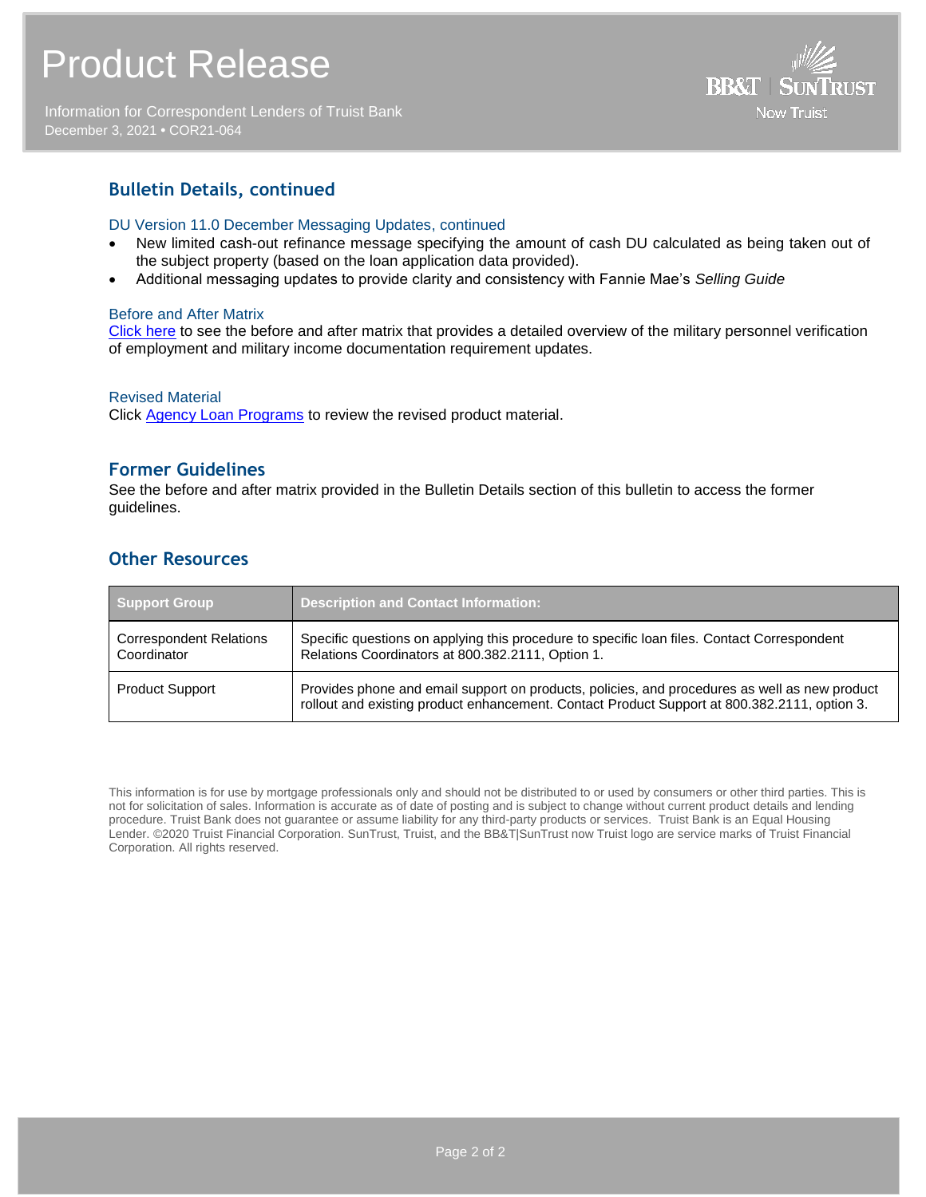## Bulletin Details, continued

### DU Version 11.0 December Messaging Updates, continued

- New limited cash-out refinance message specifying the amount of cash DU calculated as being taken out of the subject property (based on the loan application data provided).
- Additional messaging updates to provide clarity and consistency with Fannie Mae's *Selling Guide*

### Before and After Matrix

Click here to see the before and after matrix that provides a detailed overview of the military personnel verification of employment and military income documentation requirement updates.

### Revised Material

Click Agency Loan Programs to review the revised product material.

## Former Guidelines

See the before and after matrix provided in the Bulletin Details section of this bulletin to access the former guidelines.

## Other Resources

| Support Group | Description and Contact Information: |
|---|---|
| Correspondent Relations Coordinator | Specific questions on applying this procedure to specific loan files. Contact Correspondent Relations Coordinators at 800.382.2111, Option 1. |
| Product Support | Provides phone and email support on products, policies, and procedures as well as new product rollout and existing product enhancement. Contact Product Support at 800.382.2111, option 3. |

This information is for use by mortgage professionals only and should not be distributed to or used by consumers or other third parties. This is not for solicitation of sales. Information is accurate as of date of posting and is subject to change without current product details and lending procedure. Truist Bank does not guarantee or assume liability for any third-party products or services. Truist Bank is an Equal Housing Lender. ©2020 Truist Financial Corporation. SunTrust, Truist, and the BB&T|SunTrust now Truist logo are service marks of Truist Financial Corporation. All rights reserved.